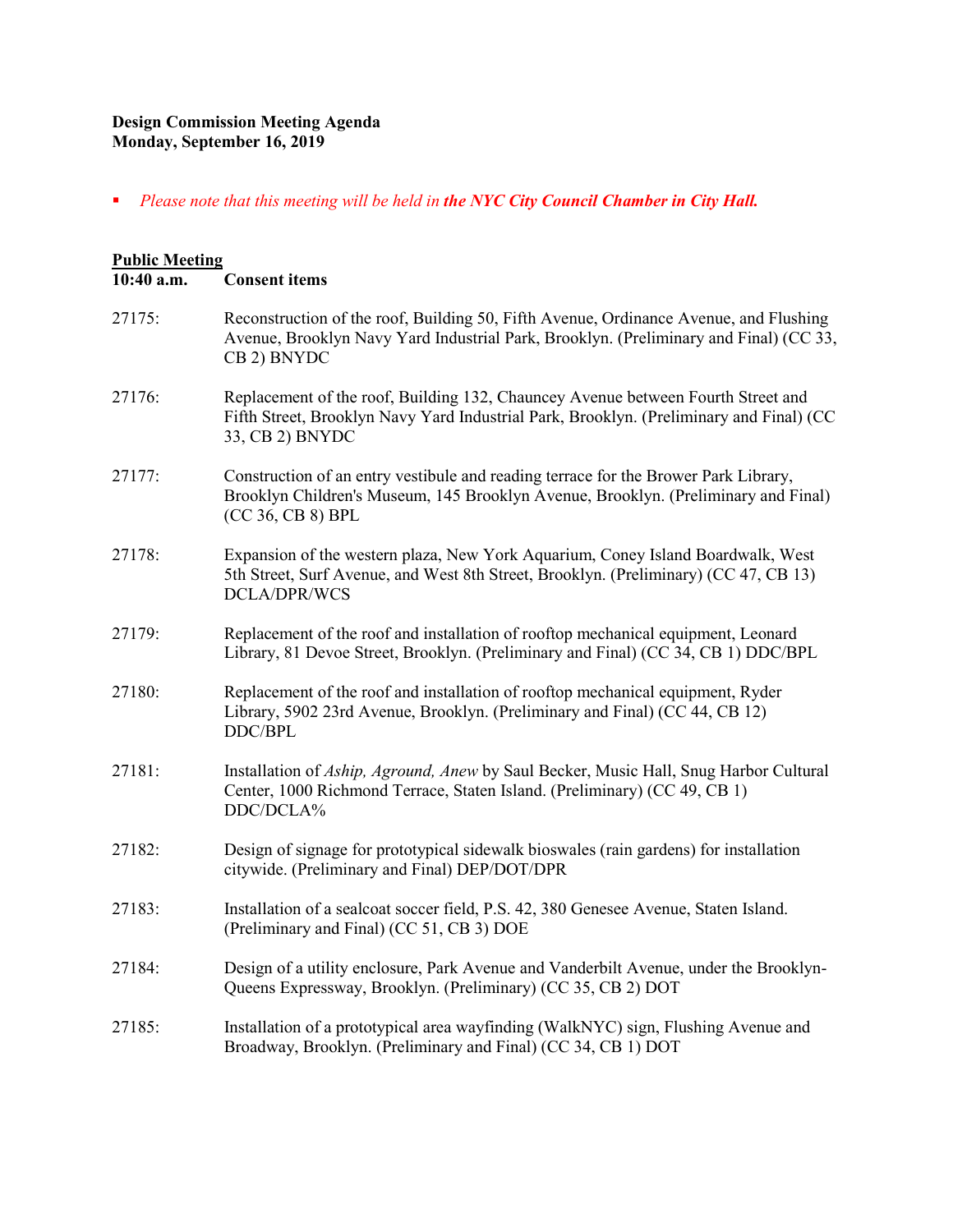**Design Commission Meeting Agenda**
**Monday, September 16, 2019**

- *Please note that this meeting will be held in* ***the NYC City Council Chamber in City Hall.***

**Public Meeting**

**10:40 a.m.** **Consent items**

27175: Reconstruction of the roof, Building 50, Fifth Avenue, Ordinance Avenue, and Flushing Avenue, Brooklyn Navy Yard Industrial Park, Brooklyn. (Preliminary and Final) (CC 33, CB 2) BNYDC

27176: Replacement of the roof, Building 132, Chauncey Avenue between Fourth Street and Fifth Street, Brooklyn Navy Yard Industrial Park, Brooklyn. (Preliminary and Final) (CC 33, CB 2) BNYDC

27177: Construction of an entry vestibule and reading terrace for the Brower Park Library, Brooklyn Children's Museum, 145 Brooklyn Avenue, Brooklyn. (Preliminary and Final) (CC 36, CB 8) BPL

27178: Expansion of the western plaza, New York Aquarium, Coney Island Boardwalk, West 5th Street, Surf Avenue, and West 8th Street, Brooklyn. (Preliminary) (CC 47, CB 13) DCLA/DPR/WCS

27179: Replacement of the roof and installation of rooftop mechanical equipment, Leonard Library, 81 Devoe Street, Brooklyn. (Preliminary and Final) (CC 34, CB 1) DDC/BPL

27180: Replacement of the roof and installation of rooftop mechanical equipment, Ryder Library, 5902 23rd Avenue, Brooklyn. (Preliminary and Final) (CC 44, CB 12) DDC/BPL

27181: Installation of *Aship, Aground, Anew* by Saul Becker, Music Hall, Snug Harbor Cultural Center, 1000 Richmond Terrace, Staten Island. (Preliminary) (CC 49, CB 1) DDC/DCLA%

27182: Design of signage for prototypical sidewalk bioswales (rain gardens) for installation citywide. (Preliminary and Final) DEP/DOT/DPR

27183: Installation of a sealcoat soccer field, P.S. 42, 380 Genesee Avenue, Staten Island. (Preliminary and Final) (CC 51, CB 3) DOE

27184: Design of a utility enclosure, Park Avenue and Vanderbilt Avenue, under the Brooklyn-Queens Expressway, Brooklyn. (Preliminary) (CC 35, CB 2) DOT

27185: Installation of a prototypical area wayfinding (WalkNYC) sign, Flushing Avenue and Broadway, Brooklyn. (Preliminary and Final) (CC 34, CB 1) DOT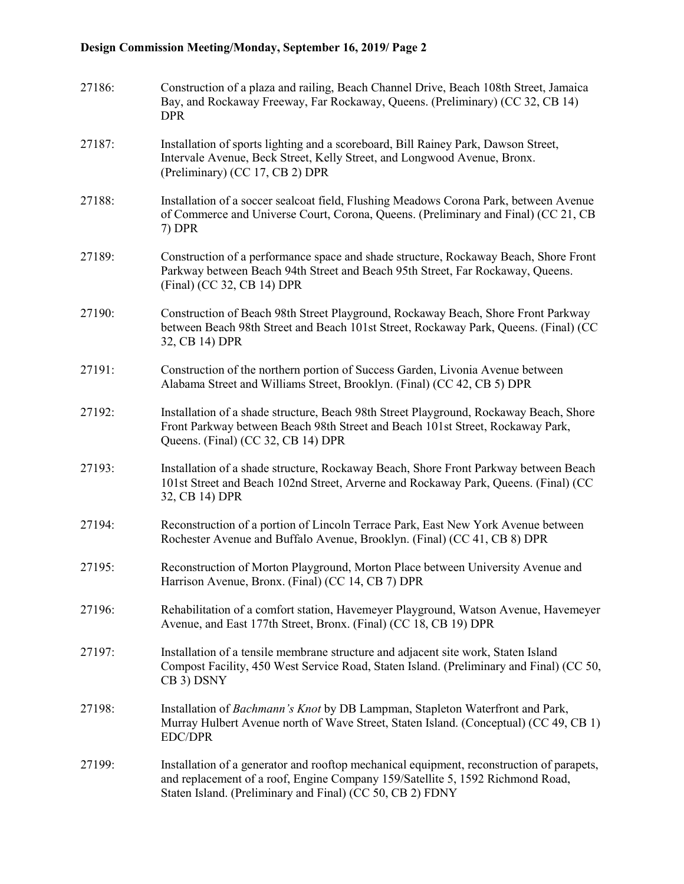27186: Construction of a plaza and railing, Beach Channel Drive, Beach 108th Street, Jamaica Bay, and Rockaway Freeway, Far Rockaway, Queens. (Preliminary) (CC 32, CB 14) DPR

27187: Installation of sports lighting and a scoreboard, Bill Rainey Park, Dawson Street, Intervale Avenue, Beck Street, Kelly Street, and Longwood Avenue, Bronx. (Preliminary) (CC 17, CB 2) DPR

27188: Installation of a soccer sealcoat field, Flushing Meadows Corona Park, between Avenue of Commerce and Universe Court, Corona, Queens. (Preliminary and Final) (CC 21, CB 7) DPR

27189: Construction of a performance space and shade structure, Rockaway Beach, Shore Front Parkway between Beach 94th Street and Beach 95th Street, Far Rockaway, Queens. (Final) (CC 32, CB 14) DPR

27190: Construction of Beach 98th Street Playground, Rockaway Beach, Shore Front Parkway between Beach 98th Street and Beach 101st Street, Rockaway Park, Queens. (Final) (CC 32, CB 14) DPR

27191: Construction of the northern portion of Success Garden, Livonia Avenue between Alabama Street and Williams Street, Brooklyn. (Final) (CC 42, CB 5) DPR

27192: Installation of a shade structure, Beach 98th Street Playground, Rockaway Beach, Shore Front Parkway between Beach 98th Street and Beach 101st Street, Rockaway Park, Queens. (Final) (CC 32, CB 14) DPR

27193: Installation of a shade structure, Rockaway Beach, Shore Front Parkway between Beach 101st Street and Beach 102nd Street, Arverne and Rockaway Park, Queens. (Final) (CC 32, CB 14) DPR

27194: Reconstruction of a portion of Lincoln Terrace Park, East New York Avenue between Rochester Avenue and Buffalo Avenue, Brooklyn. (Final) (CC 41, CB 8) DPR

27195: Reconstruction of Morton Playground, Morton Place between University Avenue and Harrison Avenue, Bronx. (Final) (CC 14, CB 7) DPR

27196: Rehabilitation of a comfort station, Havemeyer Playground, Watson Avenue, Havemeyer Avenue, and East 177th Street, Bronx. (Final) (CC 18, CB 19) DPR

27197: Installation of a tensile membrane structure and adjacent site work, Staten Island Compost Facility, 450 West Service Road, Staten Island. (Preliminary and Final) (CC 50, CB 3) DSNY

27198: Installation of *Bachmann's Knot* by DB Lampman, Stapleton Waterfront and Park, Murray Hulbert Avenue north of Wave Street, Staten Island. (Conceptual) (CC 49, CB 1) EDC/DPR

27199: Installation of a generator and rooftop mechanical equipment, reconstruction of parapets, and replacement of a roof, Engine Company 159/Satellite 5, 1592 Richmond Road, Staten Island. (Preliminary and Final) (CC 50, CB 2) FDNY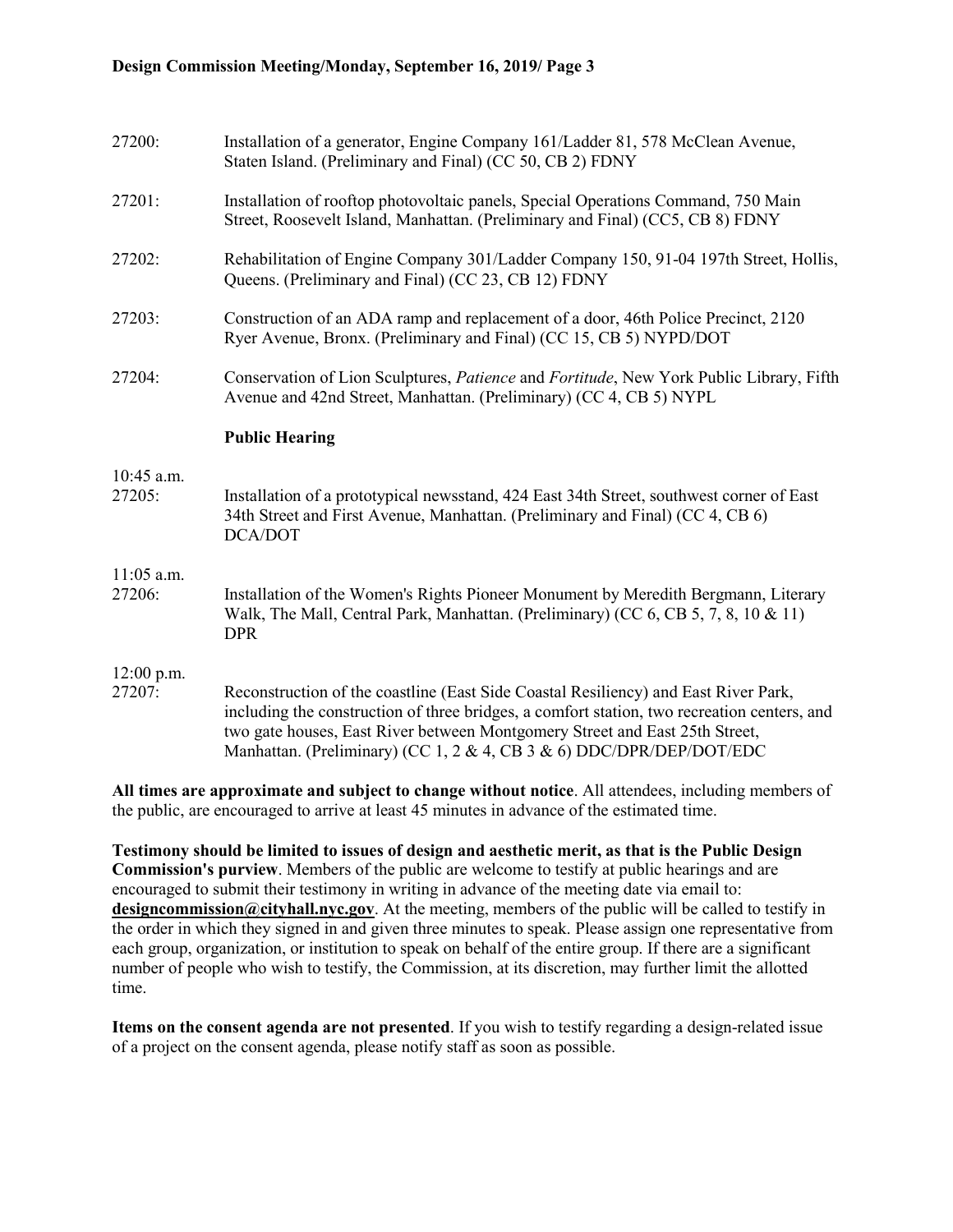27200: Installation of a generator, Engine Company 161/Ladder 81, 578 McClean Avenue, Staten Island. (Preliminary and Final) (CC 50, CB 2) FDNY

27201: Installation of rooftop photovoltaic panels, Special Operations Command, 750 Main Street, Roosevelt Island, Manhattan. (Preliminary and Final) (CC5, CB 8) FDNY

27202: Rehabilitation of Engine Company 301/Ladder Company 150, 91-04 197th Street, Hollis, Queens. (Preliminary and Final) (CC 23, CB 12) FDNY

27203: Construction of an ADA ramp and replacement of a door, 46th Police Precinct, 2120 Ryer Avenue, Bronx. (Preliminary and Final) (CC 15, CB 5) NYPD/DOT

27204: Conservation of Lion Sculptures, *Patience* and *Fortitude*, New York Public Library, Fifth Avenue and 42nd Street, Manhattan. (Preliminary) (CC 4, CB 5) NYPL

**Public Hearing**

10:45 a.m.
27205: Installation of a prototypical newsstand, 424 East 34th Street, southwest corner of East 34th Street and First Avenue, Manhattan. (Preliminary and Final) (CC 4, CB 6) DCA/DOT

11:05 a.m.
27206: Installation of the Women's Rights Pioneer Monument by Meredith Bergmann, Literary Walk, The Mall, Central Park, Manhattan. (Preliminary) (CC 6, CB 5, 7, 8, 10 & 11) DPR

12:00 p.m.
27207: Reconstruction of the coastline (East Side Coastal Resiliency) and East River Park, including the construction of three bridges, a comfort station, two recreation centers, and two gate houses, East River between Montgomery Street and East 25th Street, Manhattan. (Preliminary) (CC 1, 2 & 4, CB 3 & 6) DDC/DPR/DEP/DOT/EDC

**All times are approximate and subject to change without notice**. All attendees, including members of the public, are encouraged to arrive at least 45 minutes in advance of the estimated time.

**Testimony should be limited to issues of design and aesthetic merit, as that is the Public Design Commission's purview**. Members of the public are welcome to testify at public hearings and are encouraged to submit their testimony in writing in advance of the meeting date via email to: **designcommission@cityhall.nyc.gov**. At the meeting, members of the public will be called to testify in the order in which they signed in and given three minutes to speak. Please assign one representative from each group, organization, or institution to speak on behalf of the entire group. If there are a significant number of people who wish to testify, the Commission, at its discretion, may further limit the allotted time.

**Items on the consent agenda are not presented**. If you wish to testify regarding a design-related issue of a project on the consent agenda, please notify staff as soon as possible.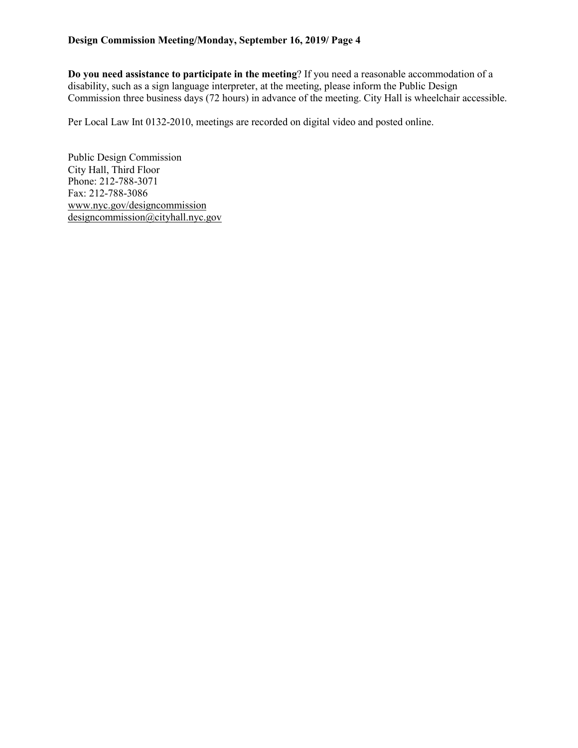**Do you need assistance to participate in the meeting**? If you need a reasonable accommodation of a disability, such as a sign language interpreter, at the meeting, please inform the Public Design Commission three business days (72 hours) in advance of the meeting. City Hall is wheelchair accessible.

Per Local Law Int 0132-2010, meetings are recorded on digital video and posted online.

Public Design Commission
City Hall, Third Floor
Phone: 212-788-3071
Fax: 212-788-3086
www.nyc.gov/designcommission
designcommission@cityhall.nyc.gov